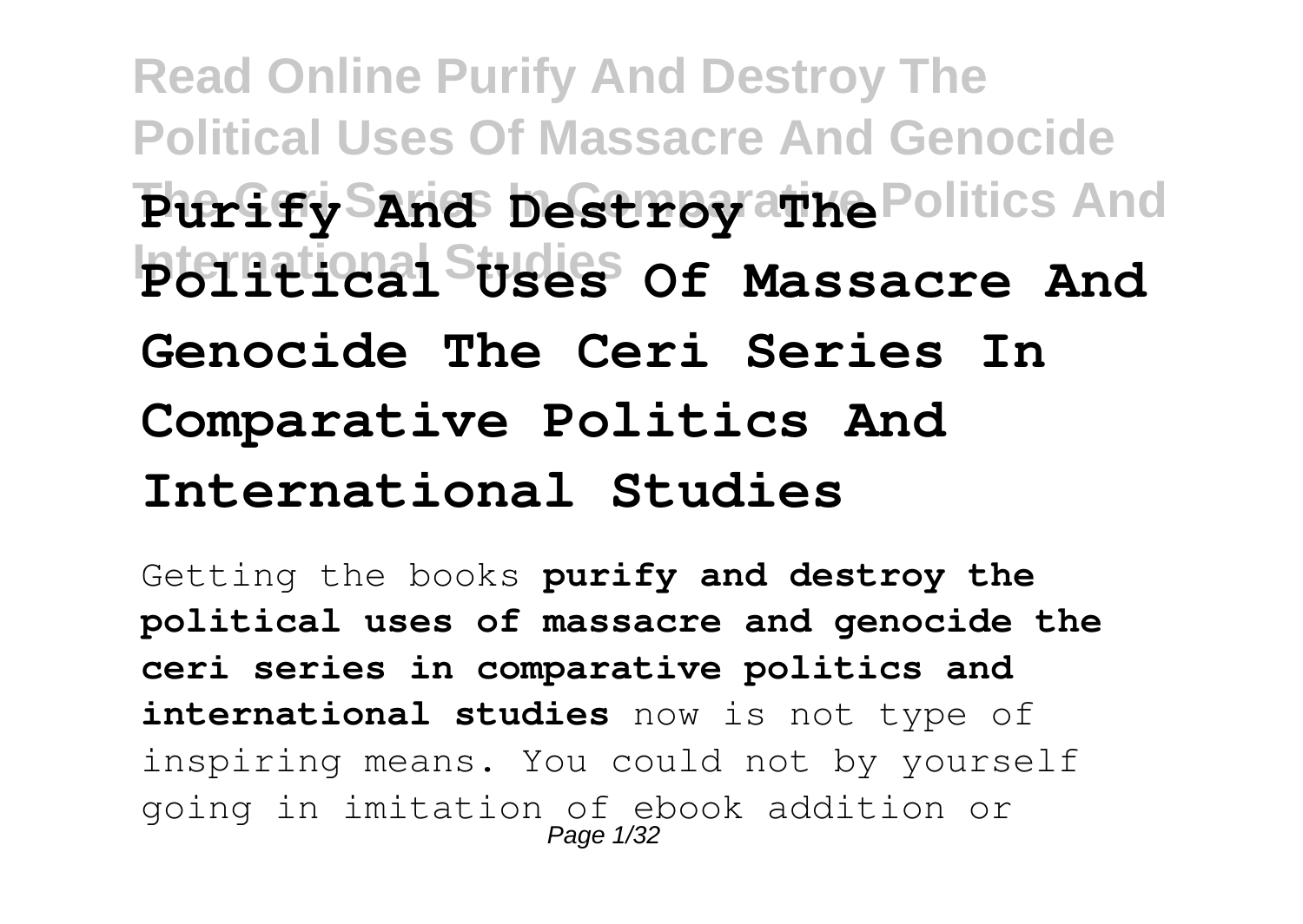# Purify And Destroy The Political Uses Of Massacre And Genocide The Ceri Series In Comparative Politics And International Studies

Getting the books **purify and destroy the political uses of massacre and genocide the ceri series in comparative politics and international studies** now is not type of inspiring means. You could not by yourself going in imitation of ebook addition or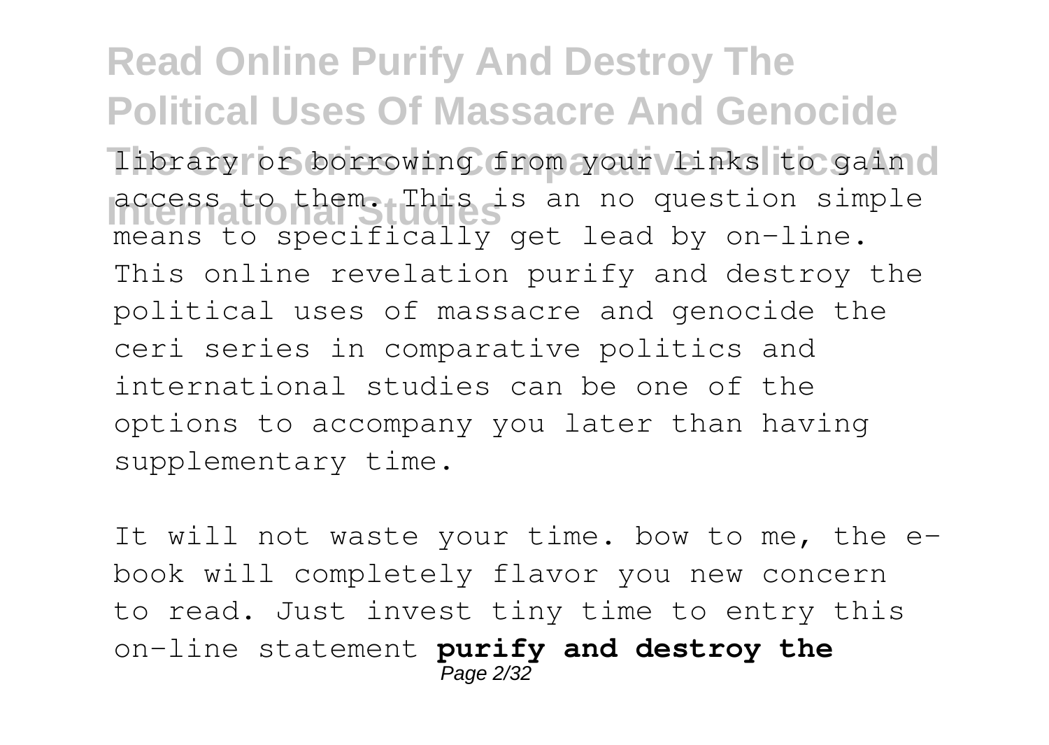library or borrowing from your links to gain access to them. This is an no question simple means to specifically get lead by on-line. This online revelation purify and destroy the political uses of massacre and genocide the ceri series in comparative politics and international studies can be one of the options to accompany you later than having supplementary time.

It will not waste your time. bow to me, the e-book will completely flavor you new concern to read. Just invest tiny time to entry this on-line statement **purify and destroy the**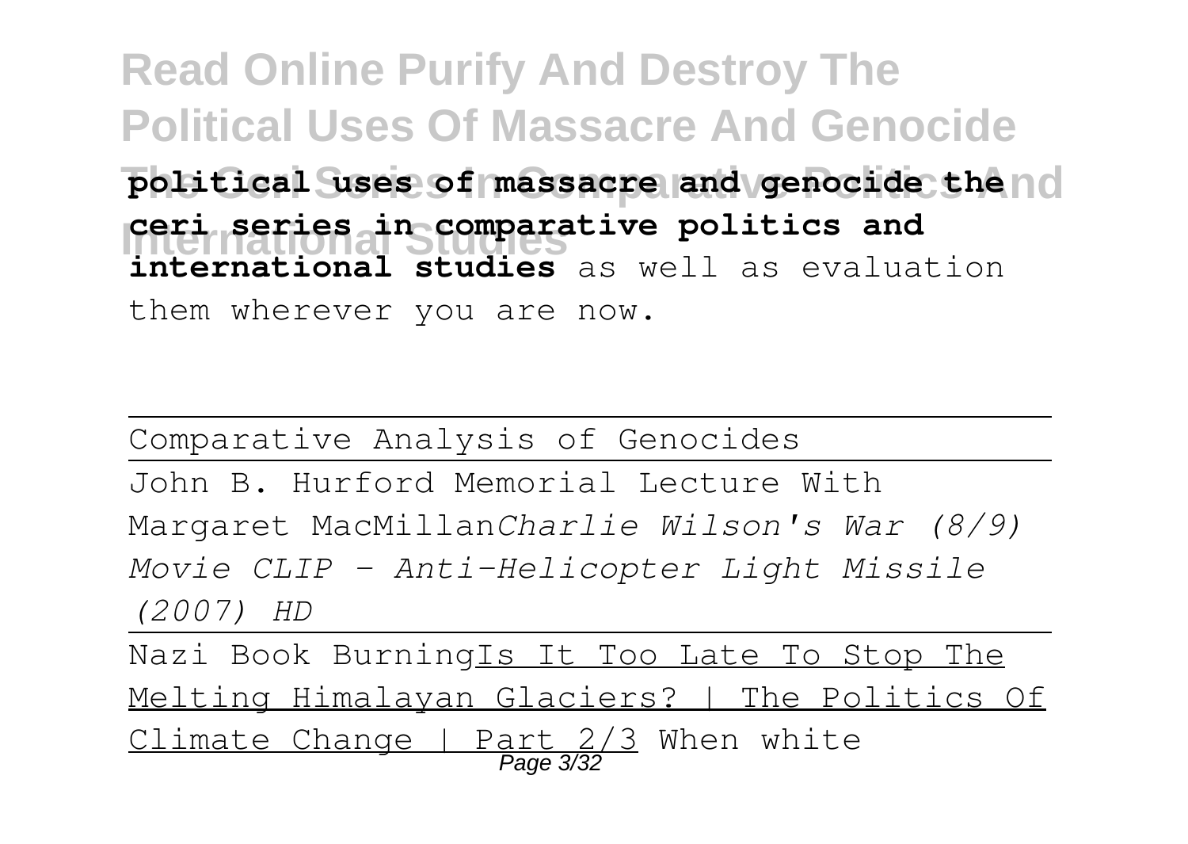**political uses of massacre and genocide the ceri series in comparative politics and international studies** as well as evaluation them wherever you are now.

---

Comparative Analysis of Genocides

---

John B. Hurford Memorial Lecture With Margaret MacMillan*Charlie Wilson's War (8/9) Movie CLIP - Anti-Helicopter Light Missile (2007) HD*

---

Nazi Book BurningIs It Too Late To Stop The Melting Himalayan Glaciers? | The Politics Of Climate Change | Part 2/3 When white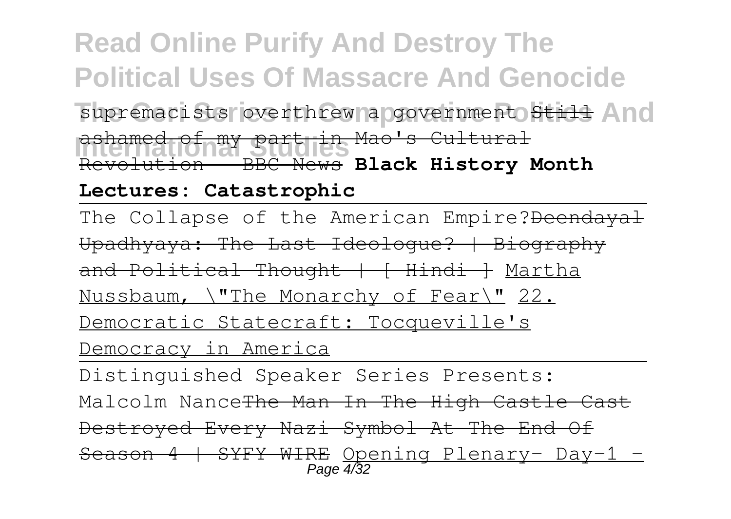supremacists overthrew a government ~~Still ashamed of my part in Mao's Cultural Revolution - BBC News~~ **Black History Month Lectures: Catastrophic**

The Collapse of the American Empire?~~Deendayal Upadhyaya: The Last Ideologue? | Biography and Political Thought | [ Hindi ]~~ Martha Nussbaum, \"The Monarchy of Fear\" 22. Democratic Statecraft: Tocqueville's Democracy in America

Distinguished Speaker Series Presents: Malcolm Nance~~The Man In The High Castle Cast Destroyed Every Nazi Symbol At The End Of Season 4 | SYFY WIRE~~ Opening Plenary- Day-1 -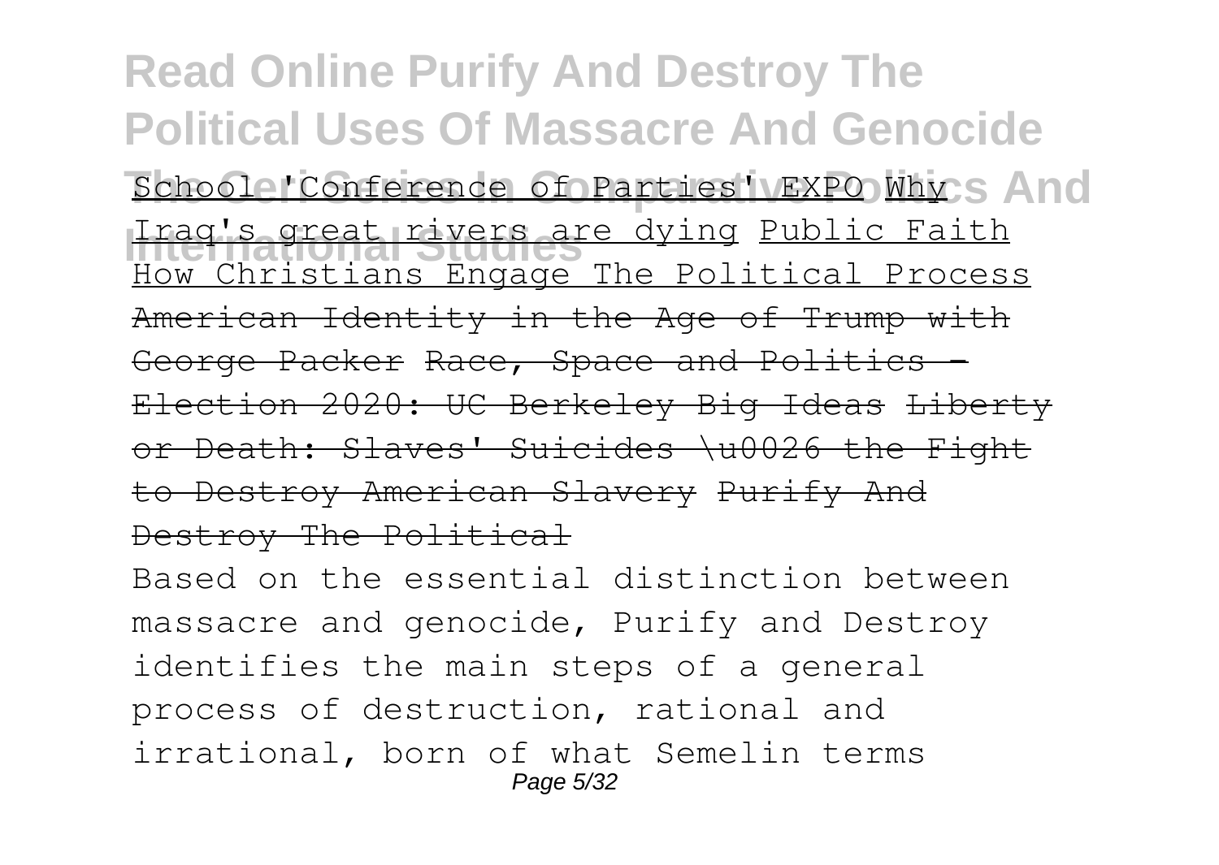School 'Conference of Parties' EXPO Why Iraq's great rivers are dying Public Faith How Christians Engage The Political Process American Identity in the Age of Trump with George Packer Race, Space and Politics - Election 2020: UC Berkeley Big Ideas Liberty or Death: Slaves' Suicides \u0026 the Fight to Destroy American Slavery Purify And Destroy The Political

Based on the essential distinction between massacre and genocide, Purify and Destroy identifies the main steps of a general process of destruction, rational and irrational, born of what Semelin terms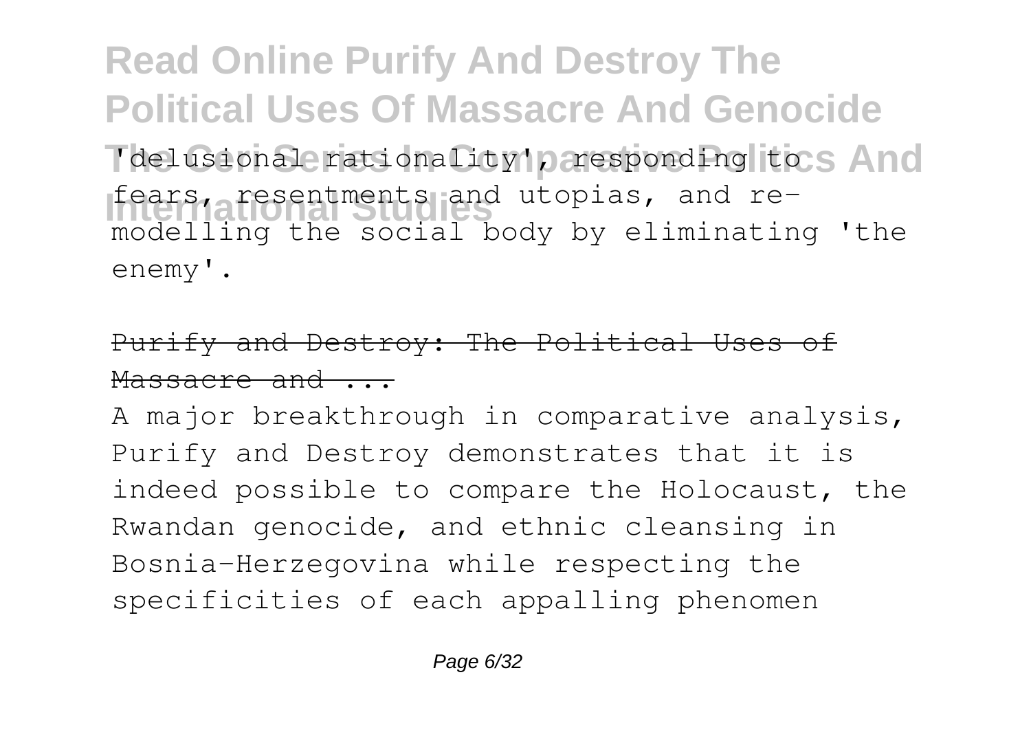'delusional rationality', responding to fears, resentments and utopias, and re-modelling the social body by eliminating 'the enemy'.

Purify and Destroy: The Political Uses of Massacre and ...

A major breakthrough in comparative analysis, Purify and Destroy demonstrates that it is indeed possible to compare the Holocaust, the Rwandan genocide, and ethnic cleansing in Bosnia-Herzegovina while respecting the specificities of each appalling phenomen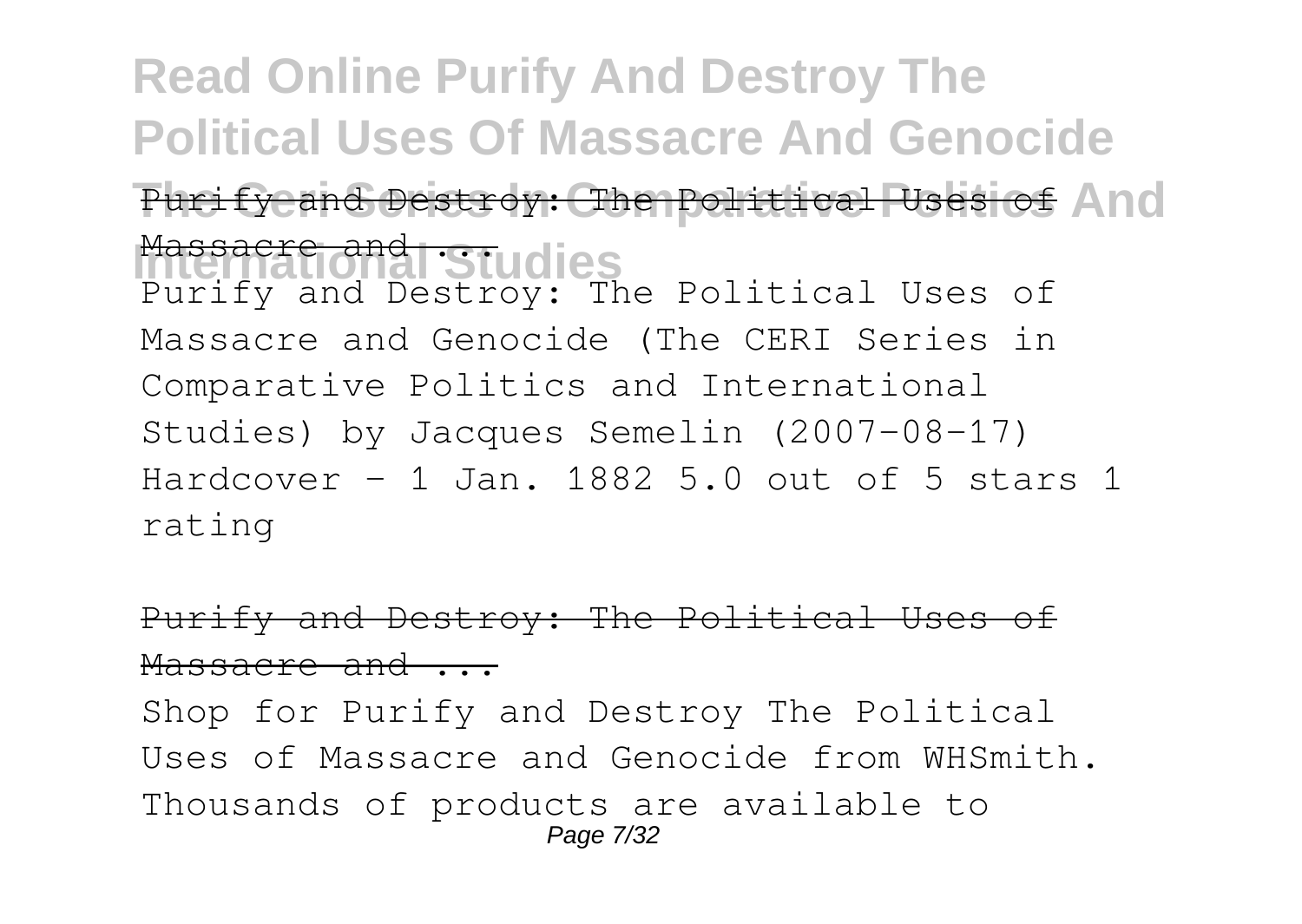Purify and Destroy: The Political Uses of Massacre and ...

Purify and Destroy: The Political Uses of Massacre and Genocide (The CERI Series in Comparative Politics and International Studies) by Jacques Semelin (2007-08-17) Hardcover – 1 Jan. 1882 5.0 out of 5 stars 1 rating

Purify and Destroy: The Political Uses of Massacre and ...

Shop for Purify and Destroy The Political Uses of Massacre and Genocide from WHSmith. Thousands of products are available to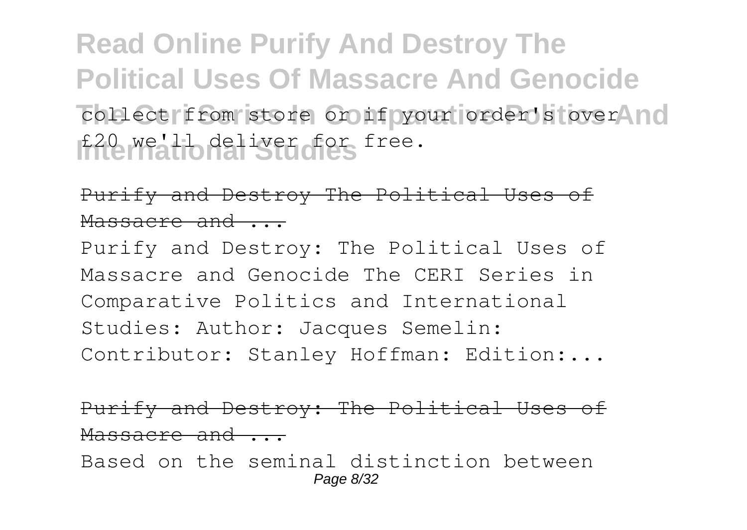collect from store or if your order's over £20 we'll deliver for free.

Purify and Destroy The Political Uses of Massacre and ...

Purify and Destroy: The Political Uses of Massacre and Genocide The CERI Series in Comparative Politics and International Studies: Author: Jacques Semelin: Contributor: Stanley Hoffman: Edition:...

Purify and Destroy: The Political Uses of Massacre and ...

Based on the seminal distinction between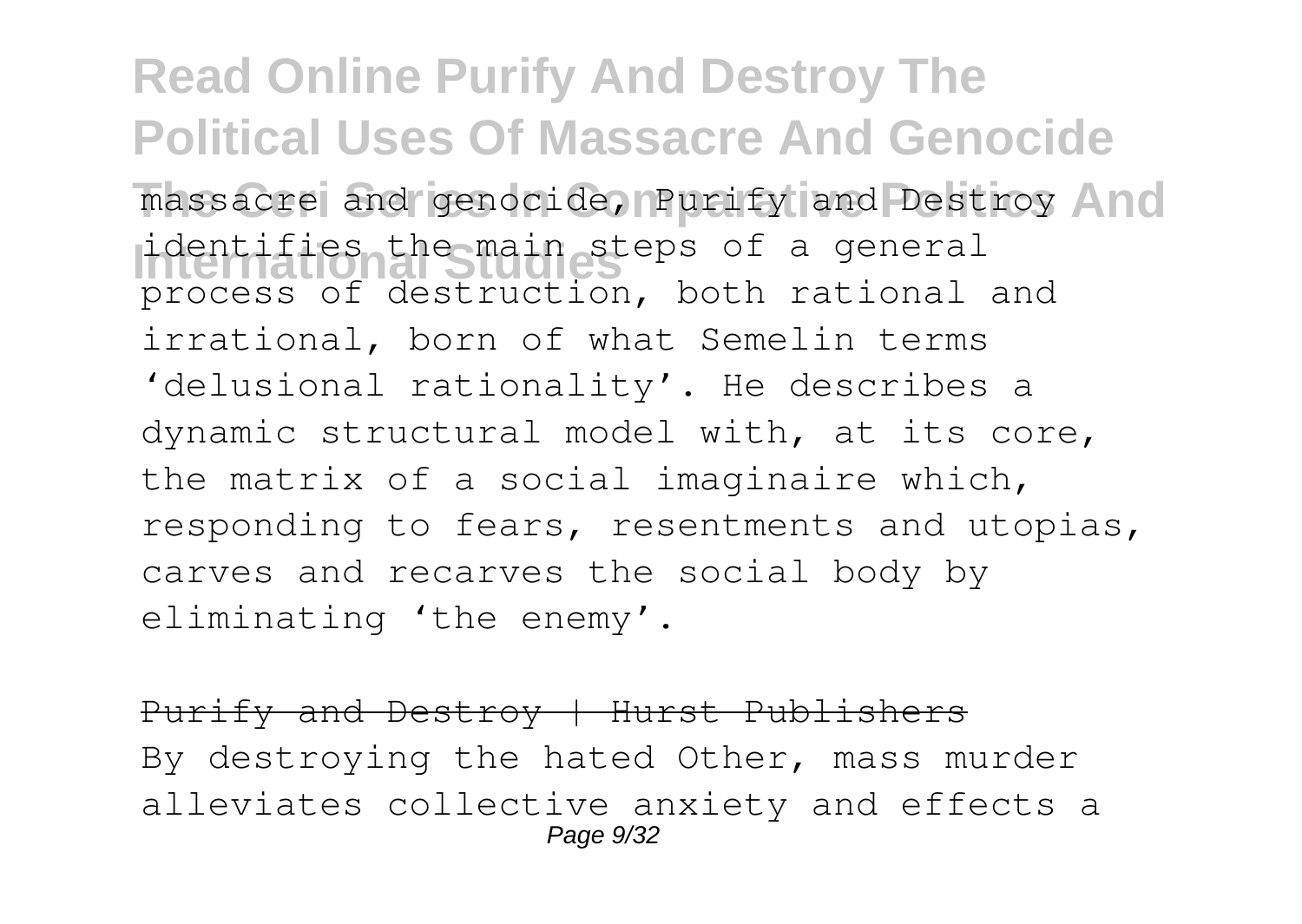massacre and genocide, Purify and Destroy identifies the main steps of a general process of destruction, both rational and irrational, born of what Semelin terms 'delusional rationality'. He describes a dynamic structural model with, at its core, the matrix of a social imaginaire which, responding to fears, resentments and utopias, carves and recarves the social body by eliminating 'the enemy'.

Purify and Destroy | Hurst Publishers

By destroying the hated Other, mass murder alleviates collective anxiety and effects a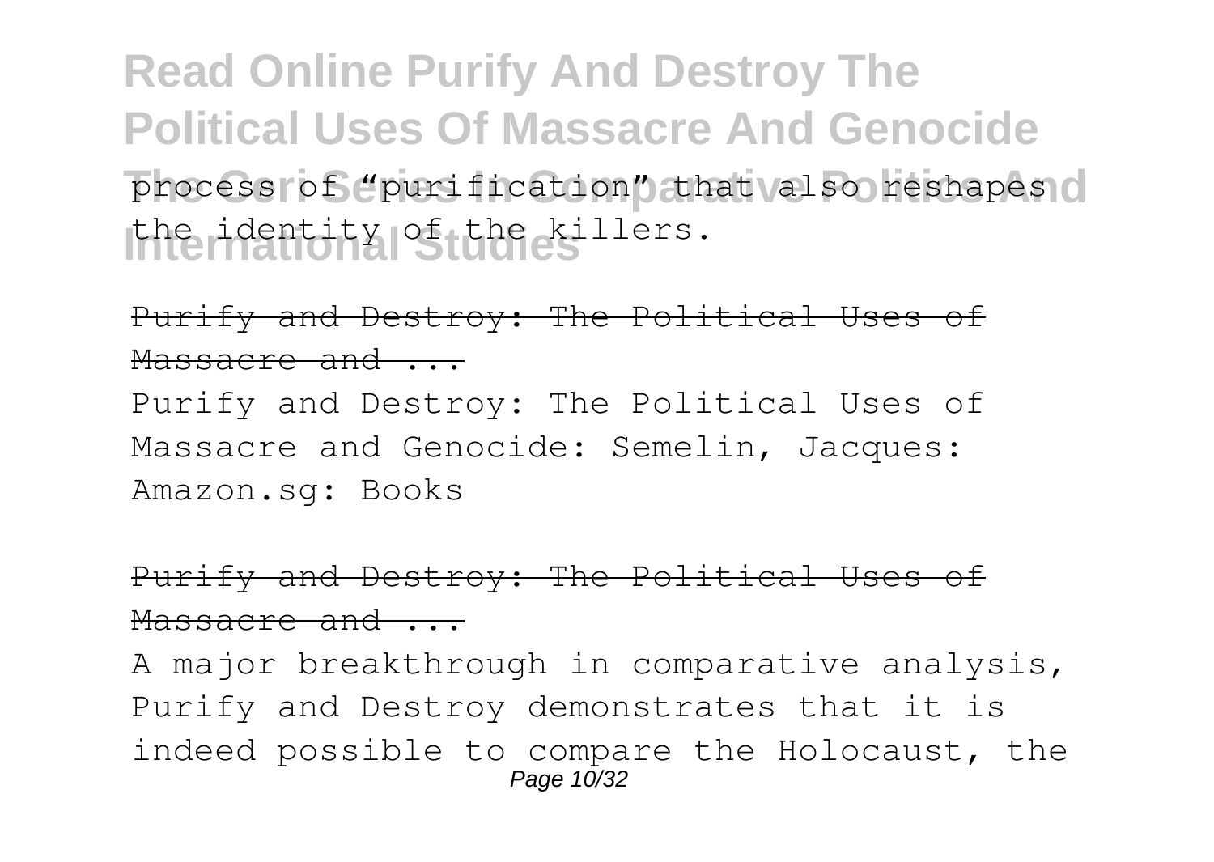process of "purification" that also reshapes the identity of the killers.

Purify and Destroy: The Political Uses of Massacre and ...

Purify and Destroy: The Political Uses of Massacre and Genocide: Semelin, Jacques: Amazon.sg: Books

Purify and Destroy: The Political Uses of Massacre and ...

A major breakthrough in comparative analysis, Purify and Destroy demonstrates that it is indeed possible to compare the Holocaust, the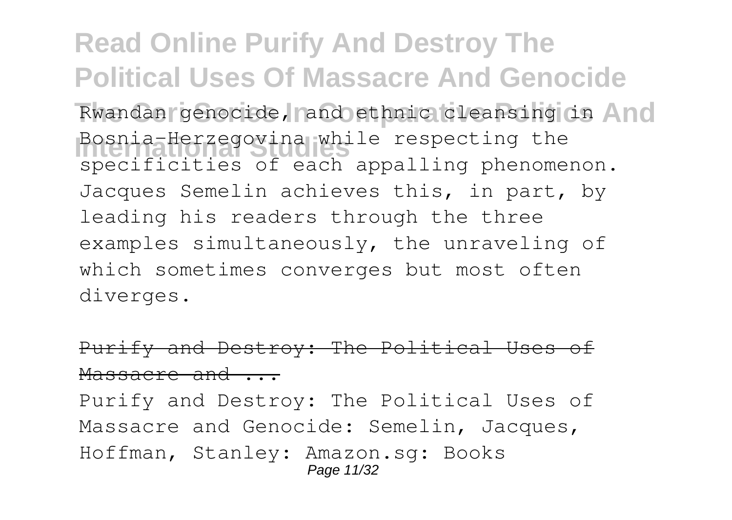Rwandan genocide, and ethnic cleansing in Bosnia-Herzegovina while respecting the specificities of each appalling phenomenon. Jacques Semelin achieves this, in part, by leading his readers through the three examples simultaneously, the unraveling of which sometimes converges but most often diverges.

## Purify and Destroy: The Political Uses of Massacre and ...

Purify and Destroy: The Political Uses of Massacre and Genocide: Semelin, Jacques, Hoffman, Stanley: Amazon.sg: Books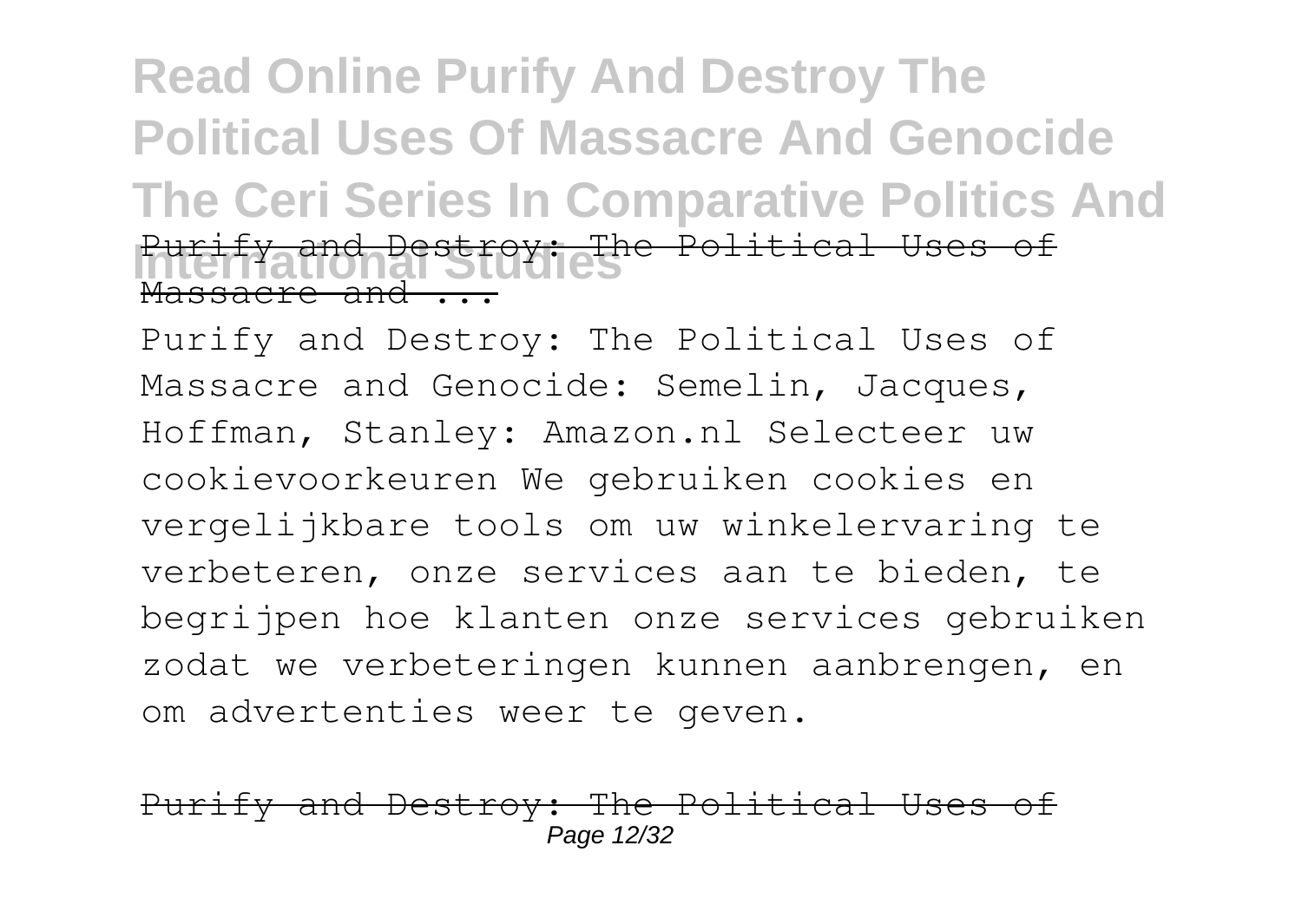Purify and Destroy: The Political Uses of Massacre and ...

Purify and Destroy: The Political Uses of Massacre and Genocide: Semelin, Jacques, Hoffman, Stanley: Amazon.nl Selecteer uw cookievoorkeuren We gebruiken cookies en vergelijkbare tools om uw winkelervaring te verbeteren, onze services aan te bieden, te begrijpen hoe klanten onze services gebruiken zodat we verbeteringen kunnen aanbrengen, en om advertenties weer te geven.

Purify and Destroy: The Political Uses of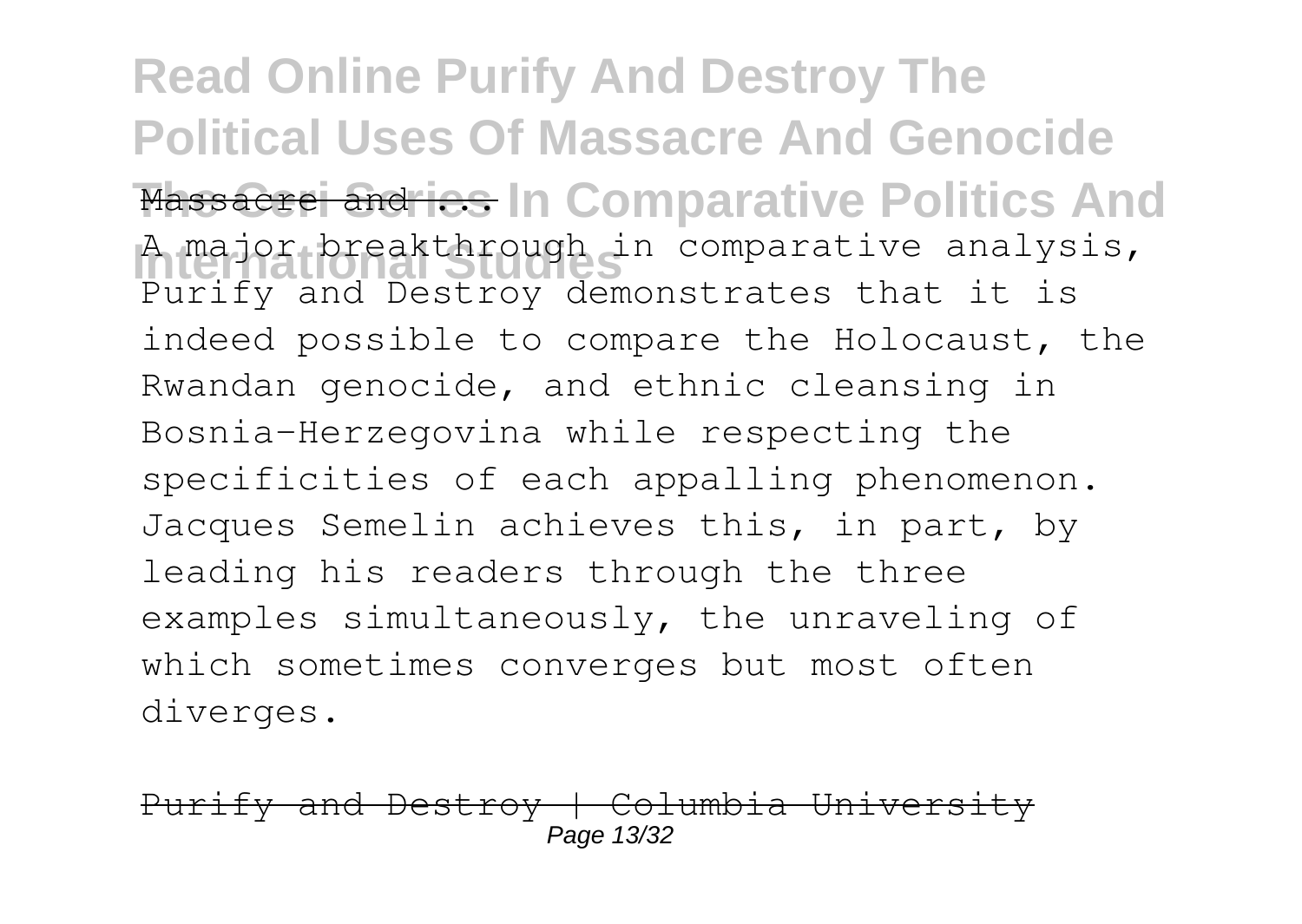Massacre and ...

A major breakthrough in comparative analysis, Purify and Destroy demonstrates that it is indeed possible to compare the Holocaust, the Rwandan genocide, and ethnic cleansing in Bosnia-Herzegovina while respecting the specificities of each appalling phenomenon. Jacques Semelin achieves this, in part, by leading his readers through the three examples simultaneously, the unraveling of which sometimes converges but most often diverges.

Purify and Destroy | Columbia University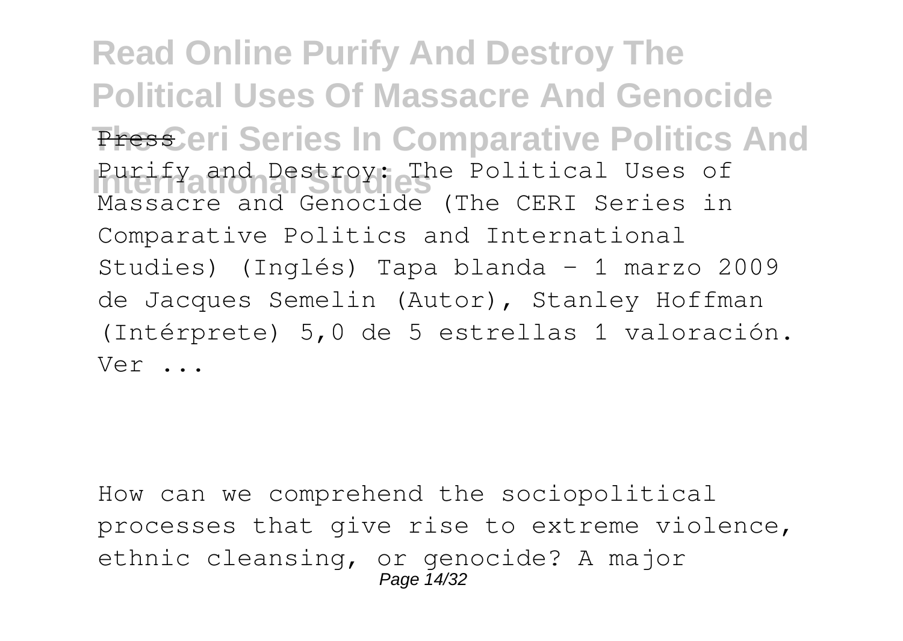Purify and Destroy: The Political Uses of Massacre and Genocide (The CERI Series in Comparative Politics and International Studies) (Inglés) Tapa blanda – 1 marzo 2009 de Jacques Semelin (Autor), Stanley Hoffman (Intérprete) 5,0 de 5 estrellas 1 valoración. Ver ...

How can we comprehend the sociopolitical processes that give rise to extreme violence, ethnic cleansing, or genocide? A major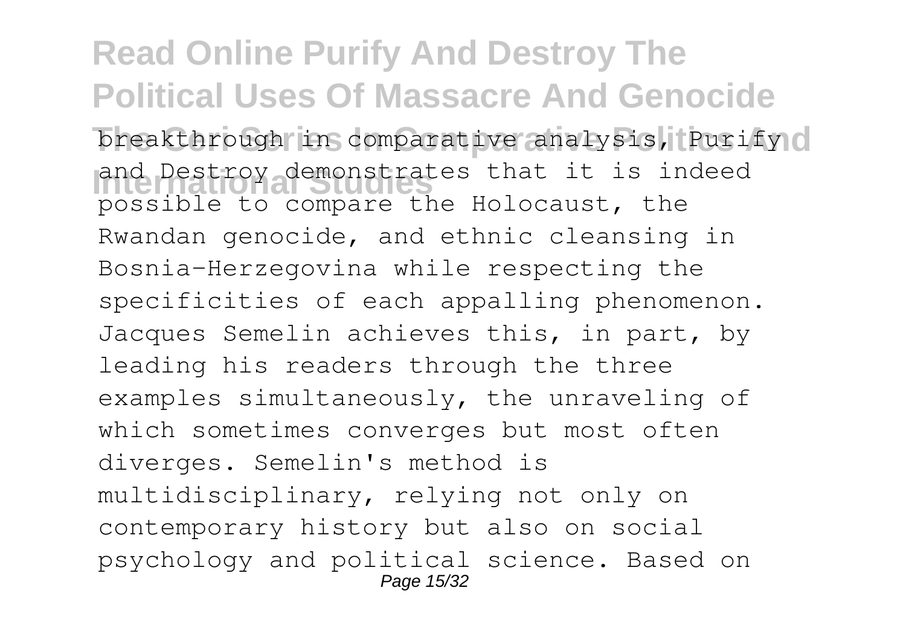breakthrough in comparative analysis, Purify and Destroy demonstrates that it is indeed possible to compare the Holocaust, the Rwandan genocide, and ethnic cleansing in Bosnia-Herzegovina while respecting the specificities of each appalling phenomenon. Jacques Semelin achieves this, in part, by leading his readers through the three examples simultaneously, the unraveling of which sometimes converges but most often diverges. Semelin's method is multidisciplinary, relying not only on contemporary history but also on social psychology and political science. Based on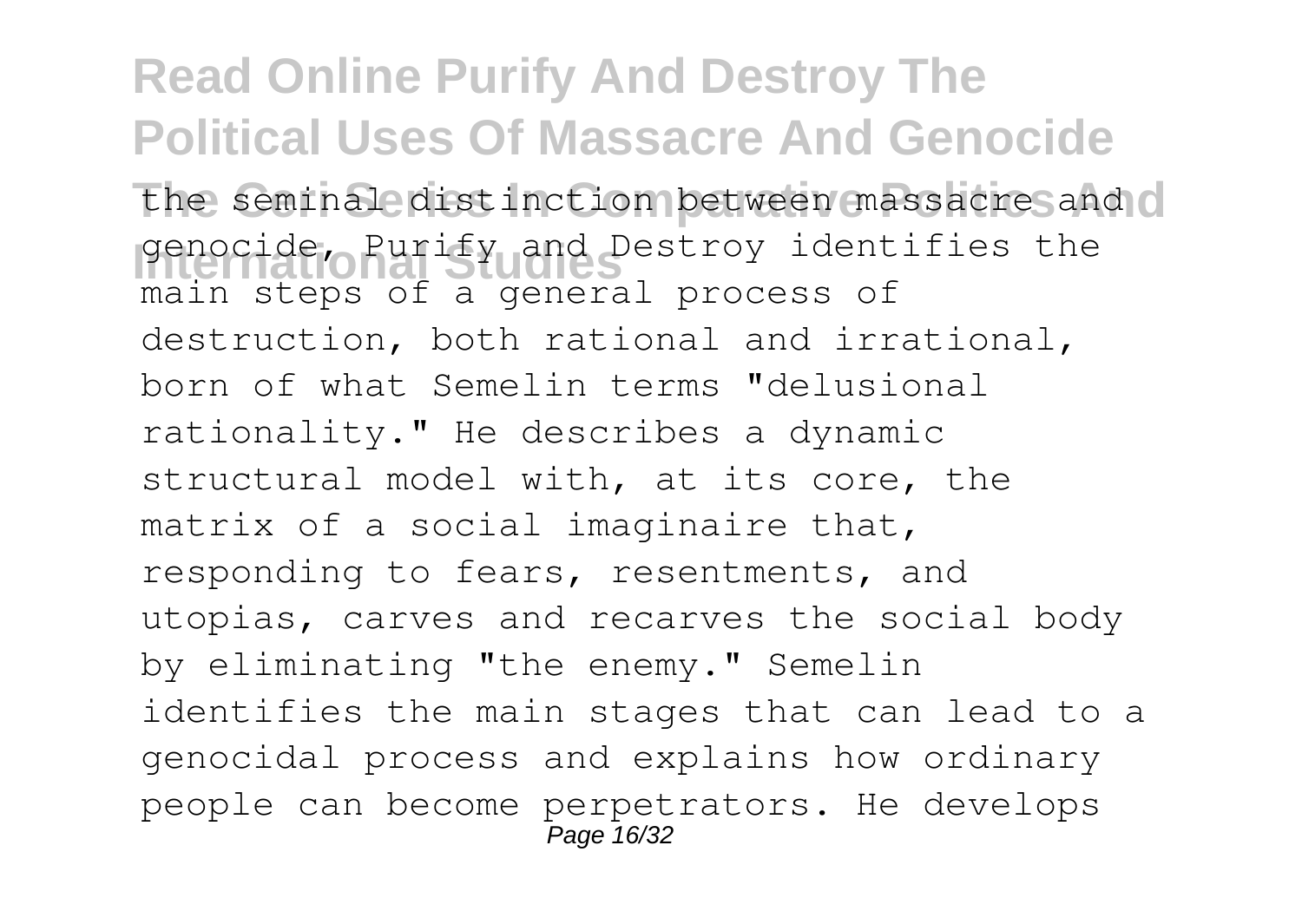the seminal distinction between massacre and genocide, Purify and Destroy identifies the main steps of a general process of destruction, both rational and irrational, born of what Semelin terms "delusional rationality." He describes a dynamic structural model with, at its core, the matrix of a social imaginaire that, responding to fears, resentments, and utopias, carves and recarves the social body by eliminating "the enemy." Semelin identifies the main stages that can lead to a genocidal process and explains how ordinary people can become perpetrators. He develops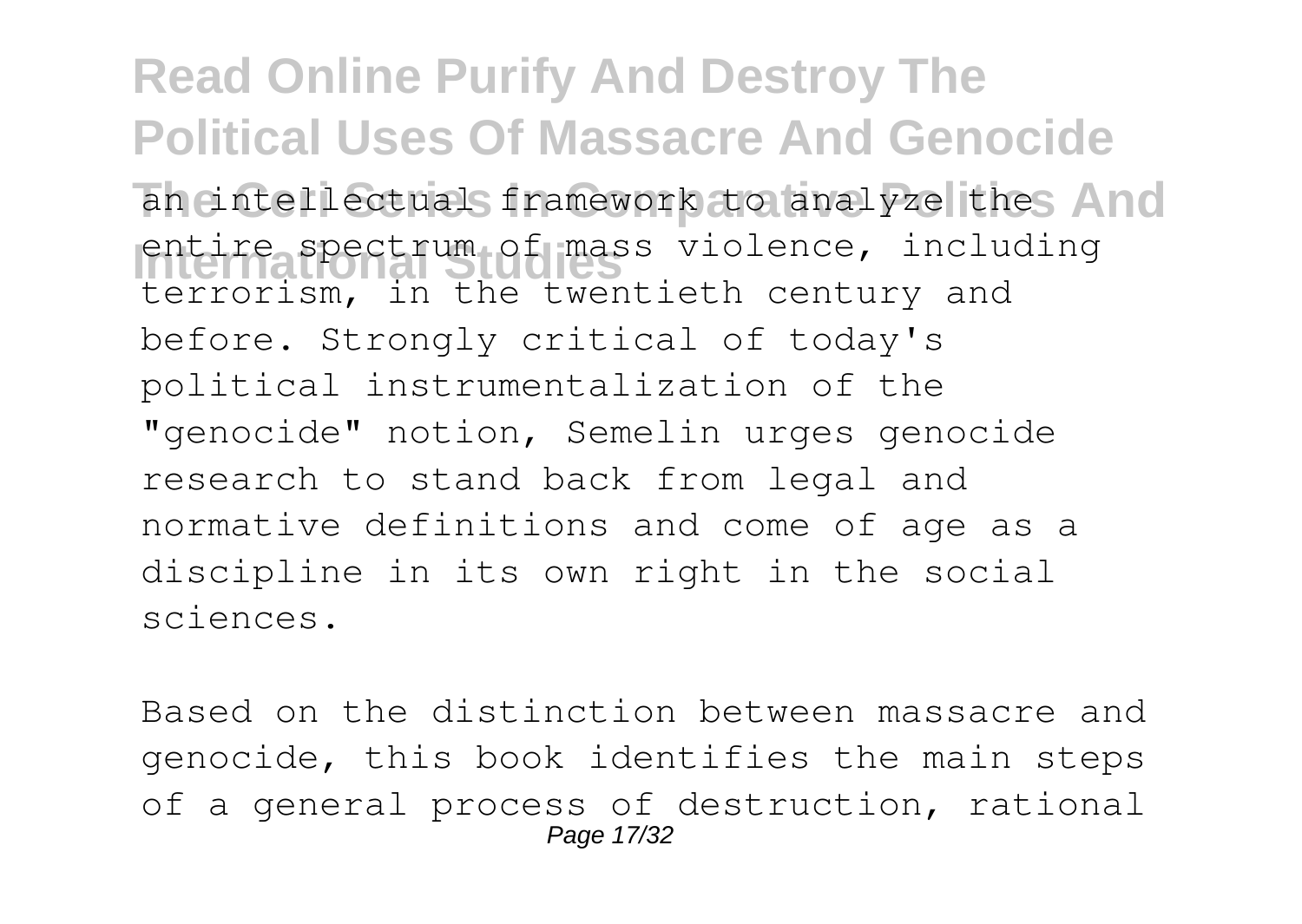an intellectual framework to analyze the entire spectrum of mass violence, including terrorism, in the twentieth century and before. Strongly critical of today's political instrumentalization of the "genocide" notion, Semelin urges genocide research to stand back from legal and normative definitions and come of age as a discipline in its own right in the social sciences.

Based on the distinction between massacre and genocide, this book identifies the main steps of a general process of destruction, rational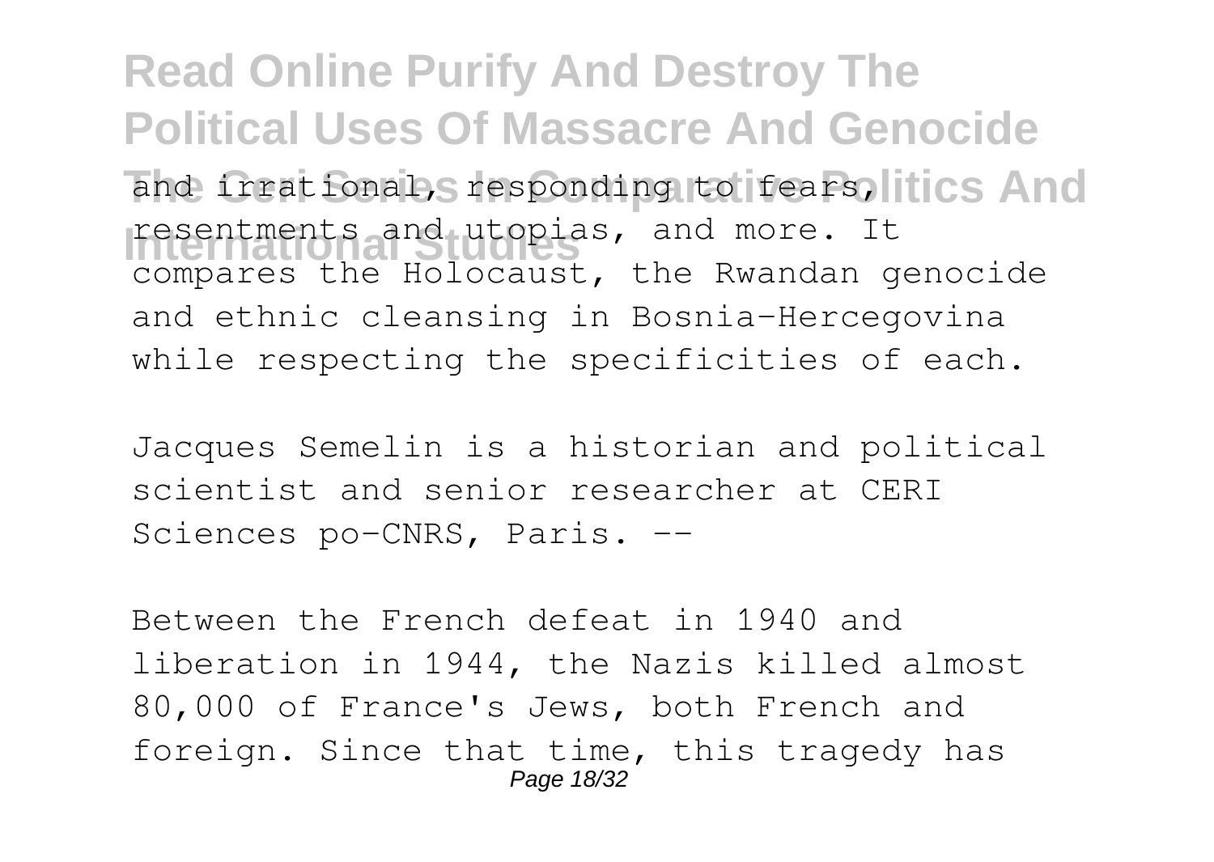and irrational, responding to fears, resentments and utopias, and more. It compares the Holocaust, the Rwandan genocide and ethnic cleansing in Bosnia-Hercegovina while respecting the specificities of each.

Jacques Semelin is a historian and political scientist and senior researcher at CERI Sciences po-CNRS, Paris. --

Between the French defeat in 1940 and liberation in 1944, the Nazis killed almost 80,000 of France's Jews, both French and foreign. Since that time, this tragedy has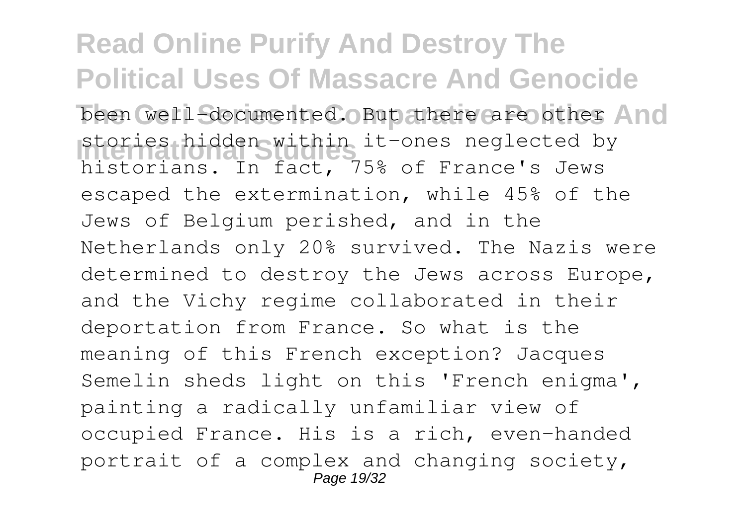been well-documented. But there are other stories hidden within it-ones neglected by historians. In fact, 75% of France's Jews escaped the extermination, while 45% of the Jews of Belgium perished, and in the Netherlands only 20% survived. The Nazis were determined to destroy the Jews across Europe, and the Vichy regime collaborated in their deportation from France. So what is the meaning of this French exception? Jacques Semelin sheds light on this 'French enigma', painting a radically unfamiliar view of occupied France. His is a rich, even-handed portrait of a complex and changing society,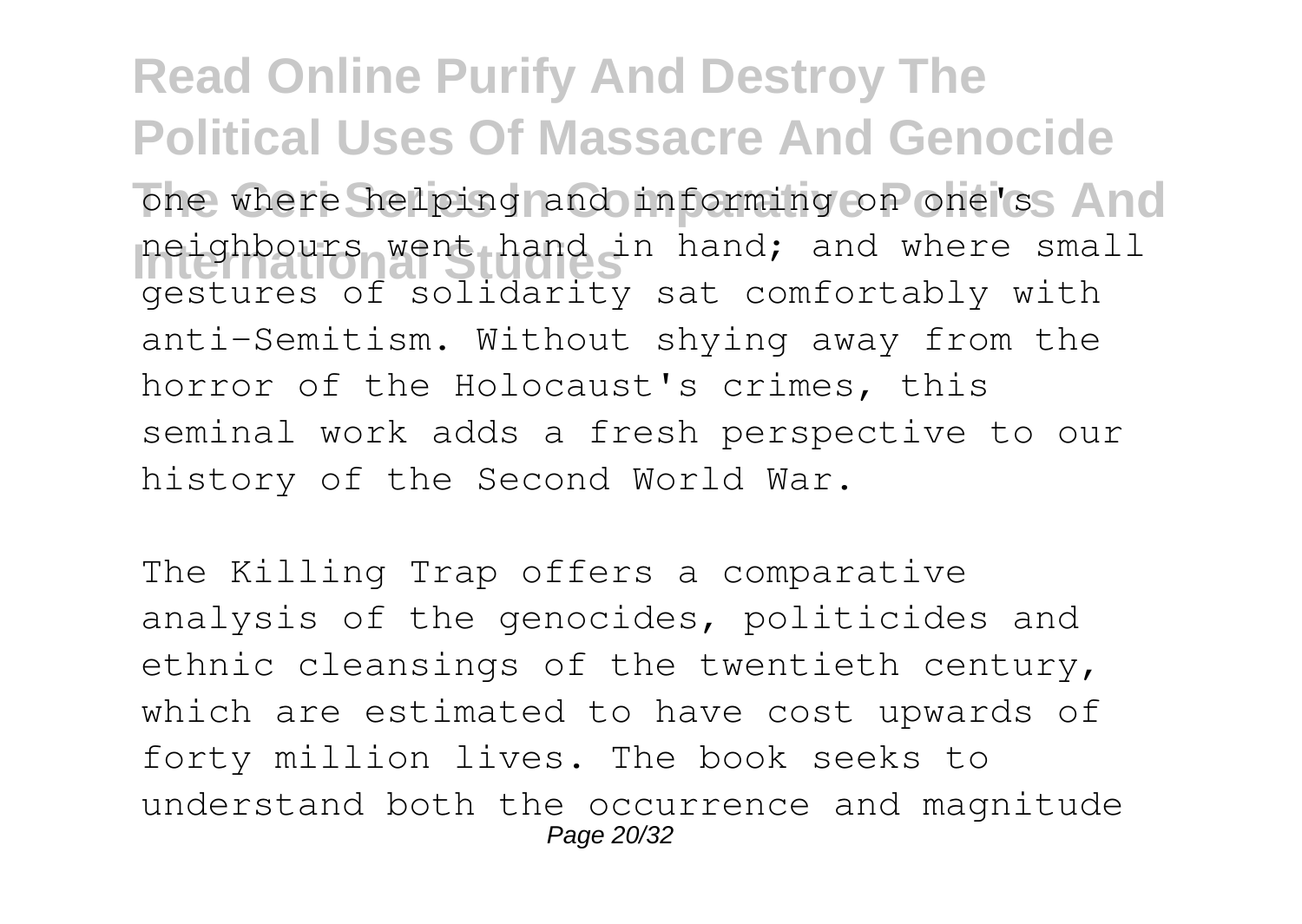one where helping and informing on one's neighbours went hand in hand; and where small gestures of solidarity sat comfortably with anti-Semitism. Without shying away from the horror of the Holocaust's crimes, this seminal work adds a fresh perspective to our history of the Second World War.

The Killing Trap offers a comparative analysis of the genocides, politicides and ethnic cleansings of the twentieth century, which are estimated to have cost upwards of forty million lives. The book seeks to understand both the occurrence and magnitude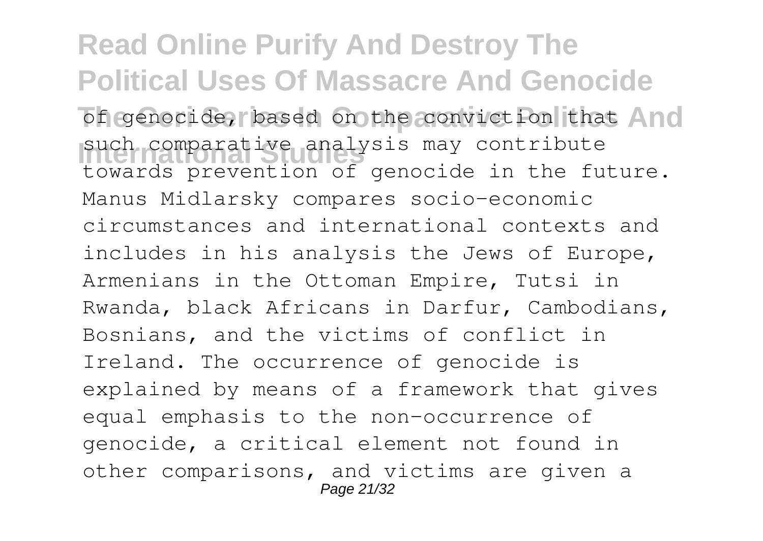of genocide, based on the conviction that such comparative analysis may contribute towards prevention of genocide in the future. Manus Midlarsky compares socio-economic circumstances and international contexts and includes in his analysis the Jews of Europe, Armenians in the Ottoman Empire, Tutsi in Rwanda, black Africans in Darfur, Cambodians, Bosnians, and the victims of conflict in Ireland. The occurrence of genocide is explained by means of a framework that gives equal emphasis to the non-occurrence of genocide, a critical element not found in other comparisons, and victims are given a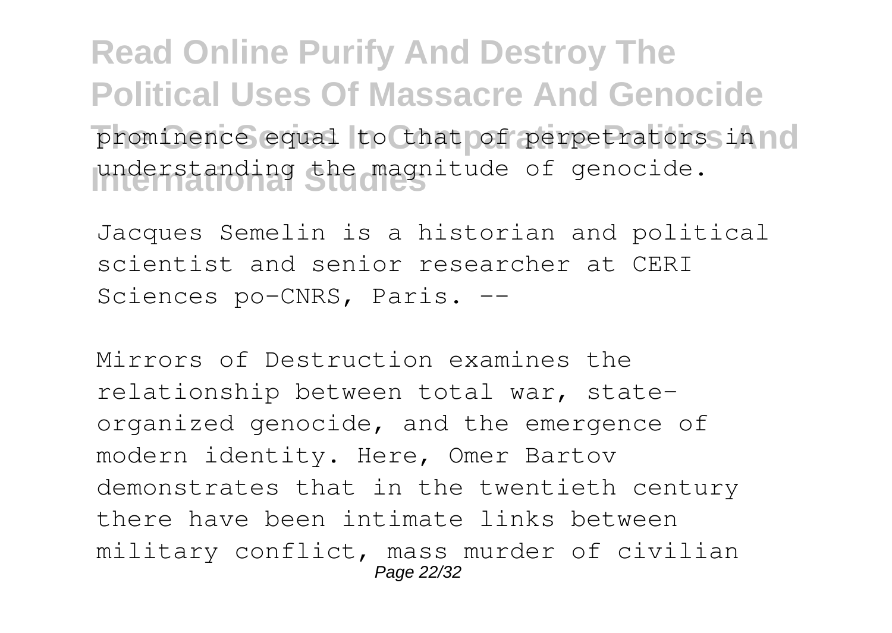prominence equal to that of perpetrators in understanding the magnitude of genocide.

Jacques Semelin is a historian and political scientist and senior researcher at CERI Sciences po-CNRS, Paris. --

Mirrors of Destruction examines the relationship between total war, state-organized genocide, and the emergence of modern identity. Here, Omer Bartov demonstrates that in the twentieth century there have been intimate links between military conflict, mass murder of civilian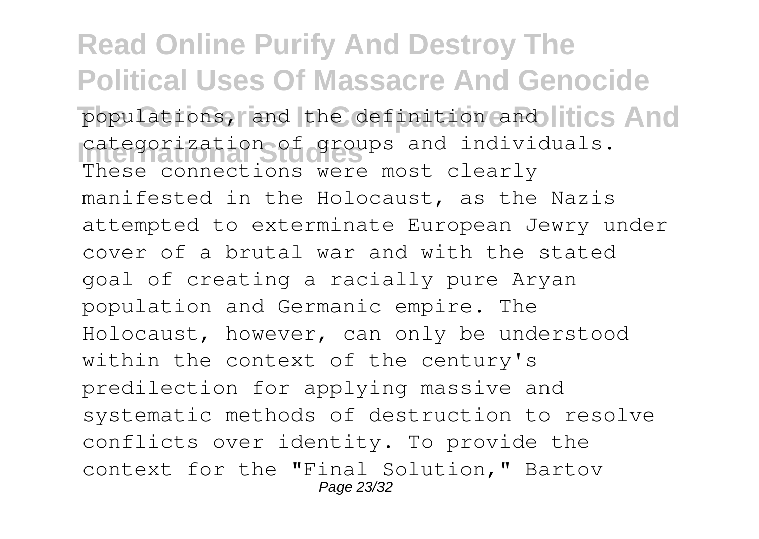populations, and the definition and categorization of groups and individuals. These connections were most clearly manifested in the Holocaust, as the Nazis attempted to exterminate European Jewry under cover of a brutal war and with the stated goal of creating a racially pure Aryan population and Germanic empire. The Holocaust, however, can only be understood within the context of the century's predilection for applying massive and systematic methods of destruction to resolve conflicts over identity. To provide the context for the "Final Solution," Bartov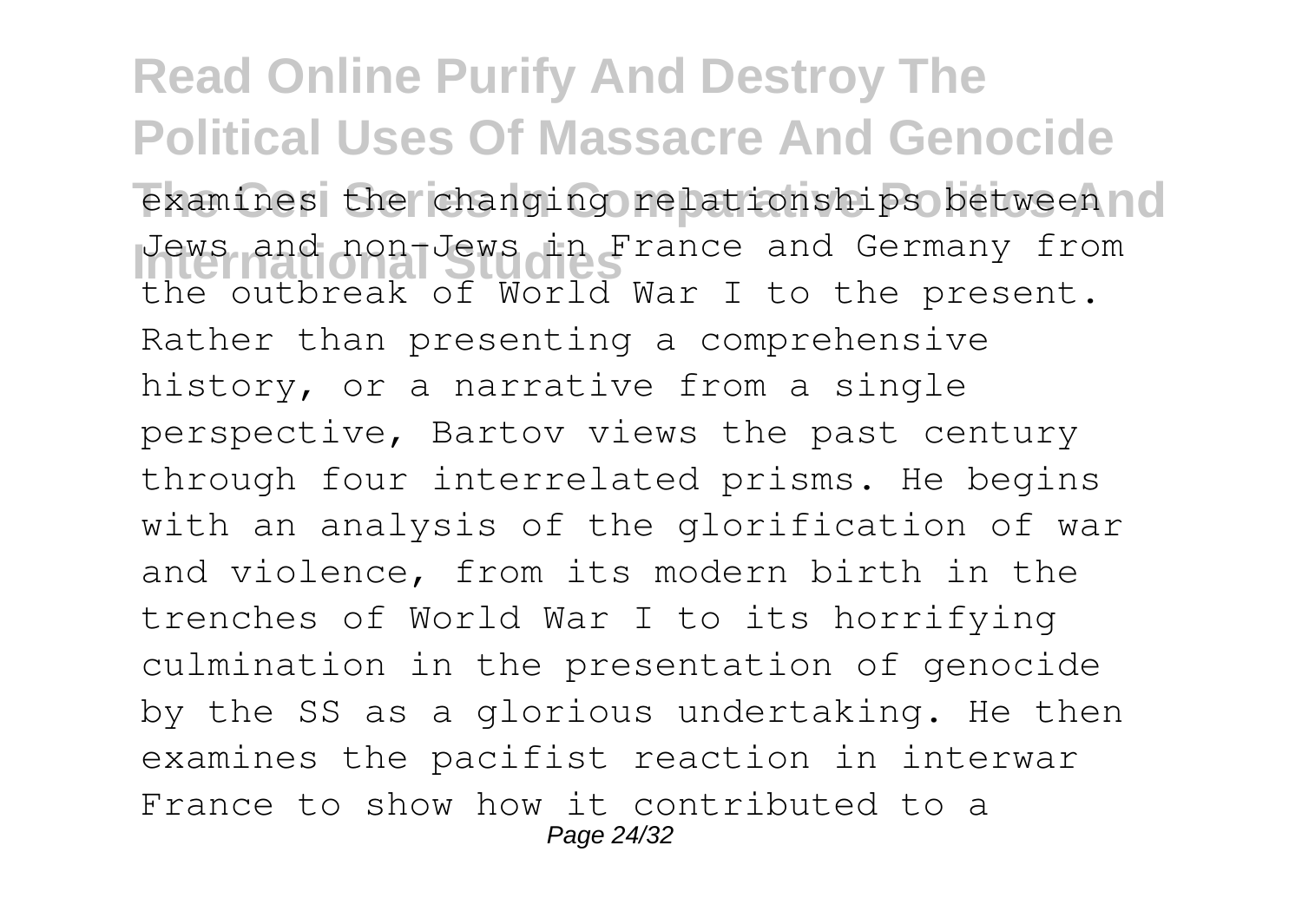examines the changing relationships between Jews and non-Jews in France and Germany from the outbreak of World War I to the present. Rather than presenting a comprehensive history, or a narrative from a single perspective, Bartov views the past century through four interrelated prisms. He begins with an analysis of the glorification of war and violence, from its modern birth in the trenches of World War I to its horrifying culmination in the presentation of genocide by the SS as a glorious undertaking. He then examines the pacifist reaction in interwar France to show how it contributed to a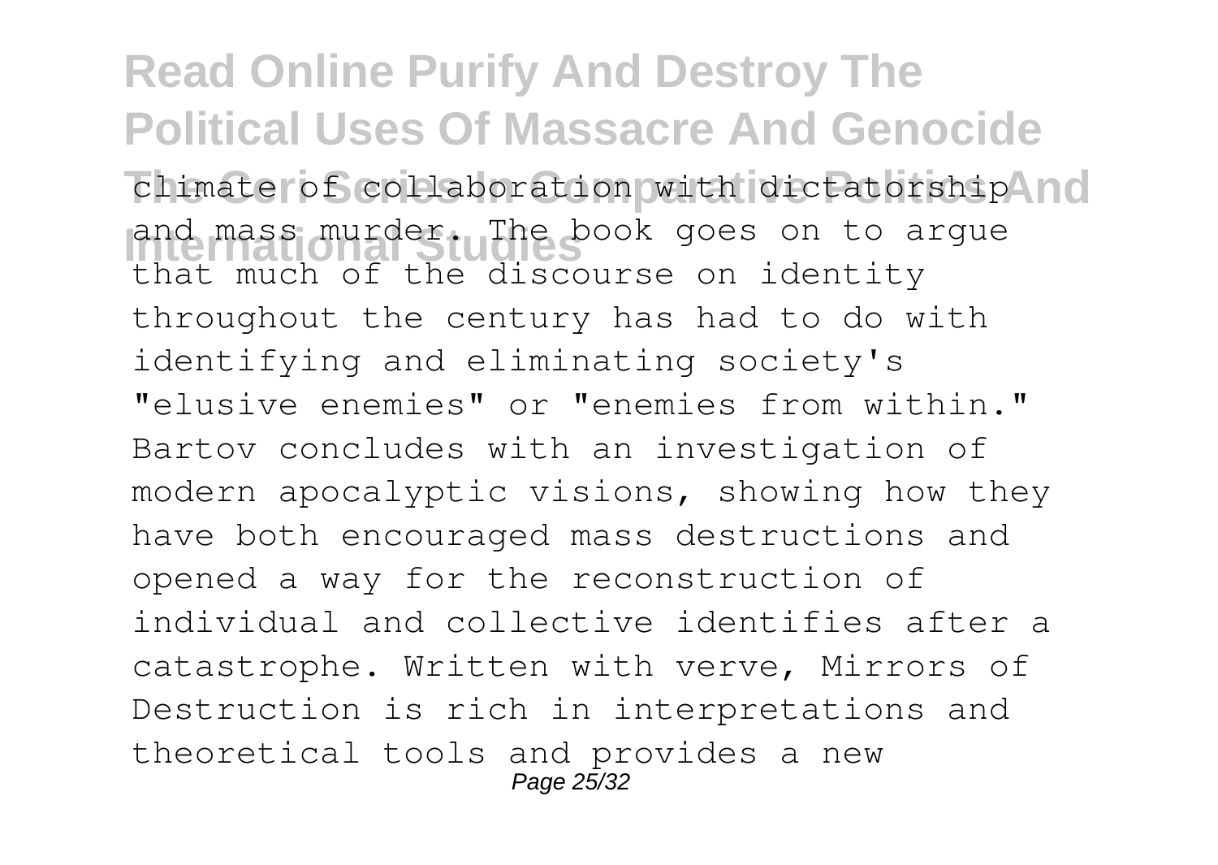climate of collaboration with dictatorship and mass murder. The book goes on to argue that much of the discourse on identity throughout the century has had to do with identifying and eliminating society's "elusive enemies" or "enemies from within." Bartov concludes with an investigation of modern apocalyptic visions, showing how they have both encouraged mass destructions and opened a way for the reconstruction of individual and collective identifies after a catastrophe. Written with verve, Mirrors of Destruction is rich in interpretations and theoretical tools and provides a new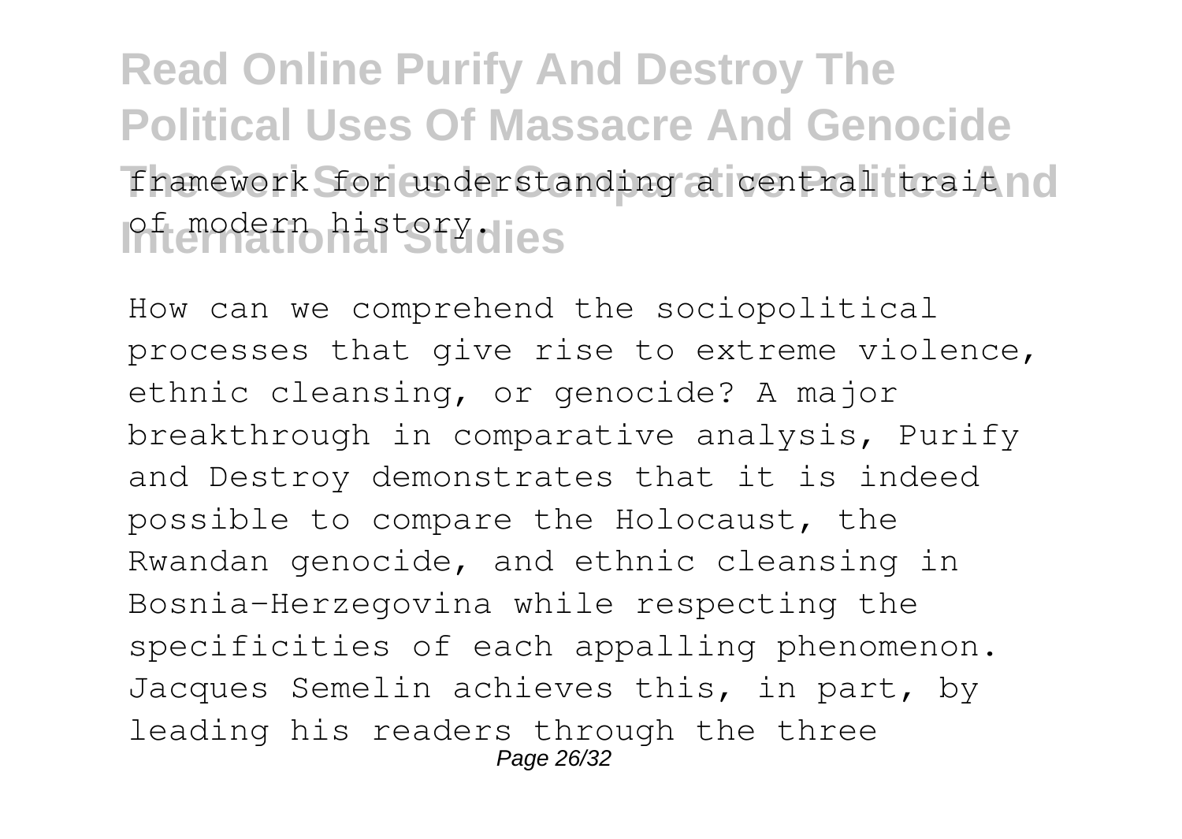framework for understanding a central trait of modern history.

How can we comprehend the sociopolitical processes that give rise to extreme violence, ethnic cleansing, or genocide? A major breakthrough in comparative analysis, Purify and Destroy demonstrates that it is indeed possible to compare the Holocaust, the Rwandan genocide, and ethnic cleansing in Bosnia-Herzegovina while respecting the specificities of each appalling phenomenon. Jacques Semelin achieves this, in part, by leading his readers through the three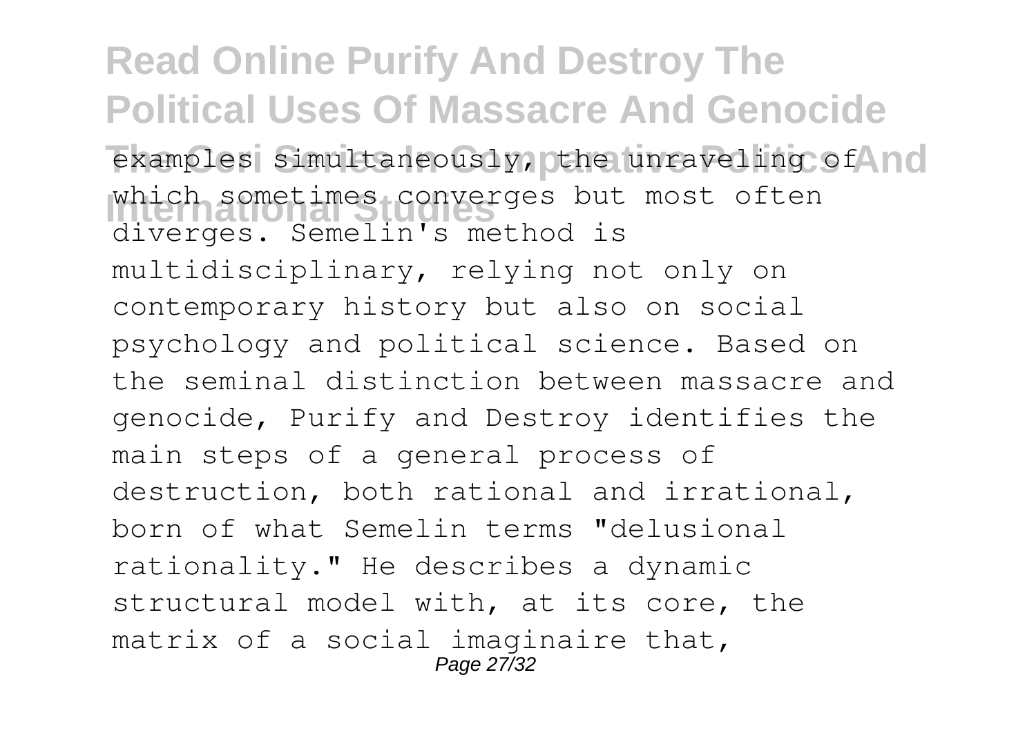examples simultaneously, the unraveling of which sometimes converges but most often diverges. Semelin's method is multidisciplinary, relying not only on contemporary history but also on social psychology and political science. Based on the seminal distinction between massacre and genocide, Purify and Destroy identifies the main steps of a general process of destruction, both rational and irrational, born of what Semelin terms "delusional rationality." He describes a dynamic structural model with, at its core, the matrix of a social imaginaire that,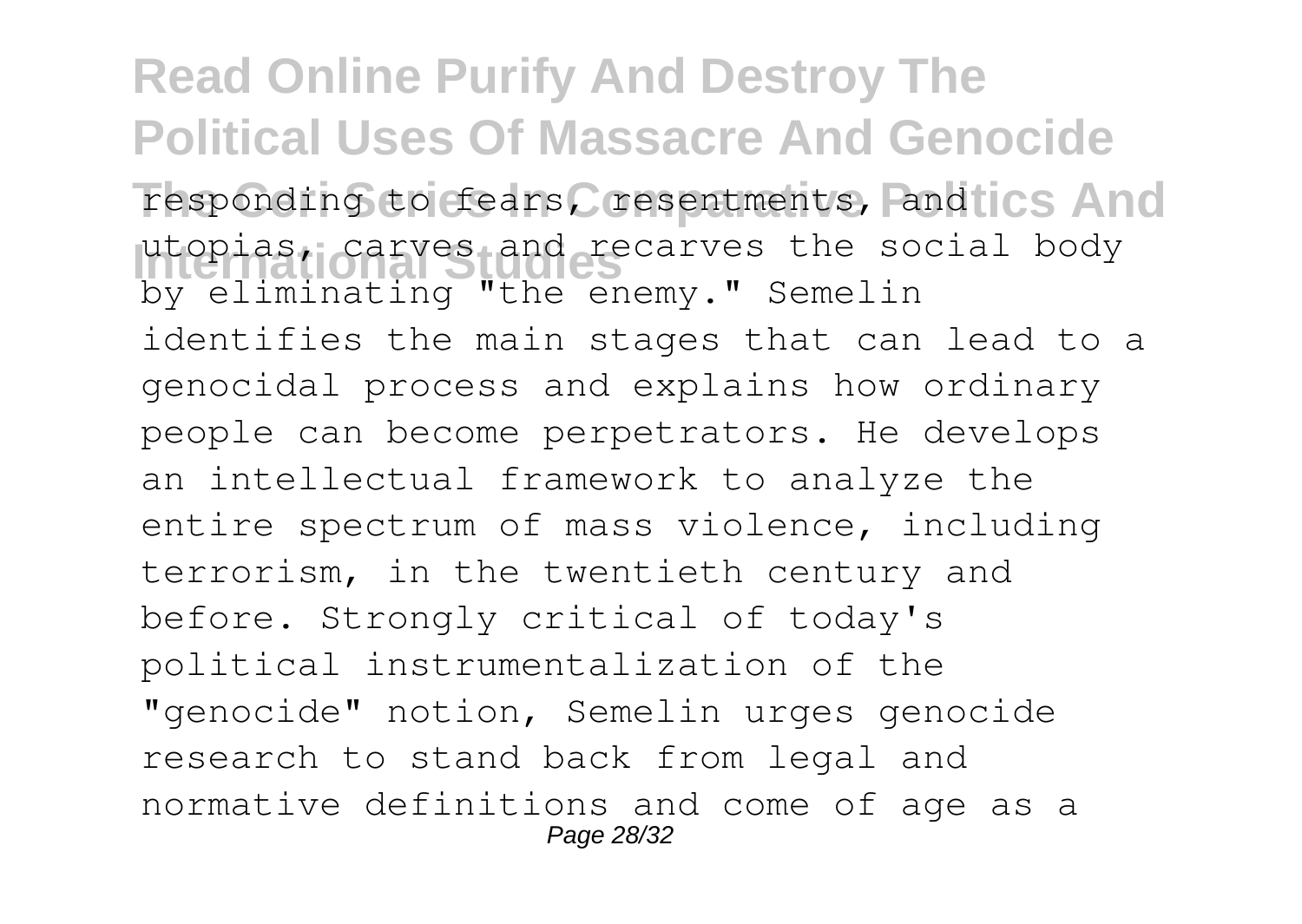responding to fears, resentments, and utopias, carves and recarves the social body by eliminating "the enemy." Semelin identifies the main stages that can lead to a genocidal process and explains how ordinary people can become perpetrators. He develops an intellectual framework to analyze the entire spectrum of mass violence, including terrorism, in the twentieth century and before. Strongly critical of today's political instrumentalization of the "genocide" notion, Semelin urges genocide research to stand back from legal and normative definitions and come of age as a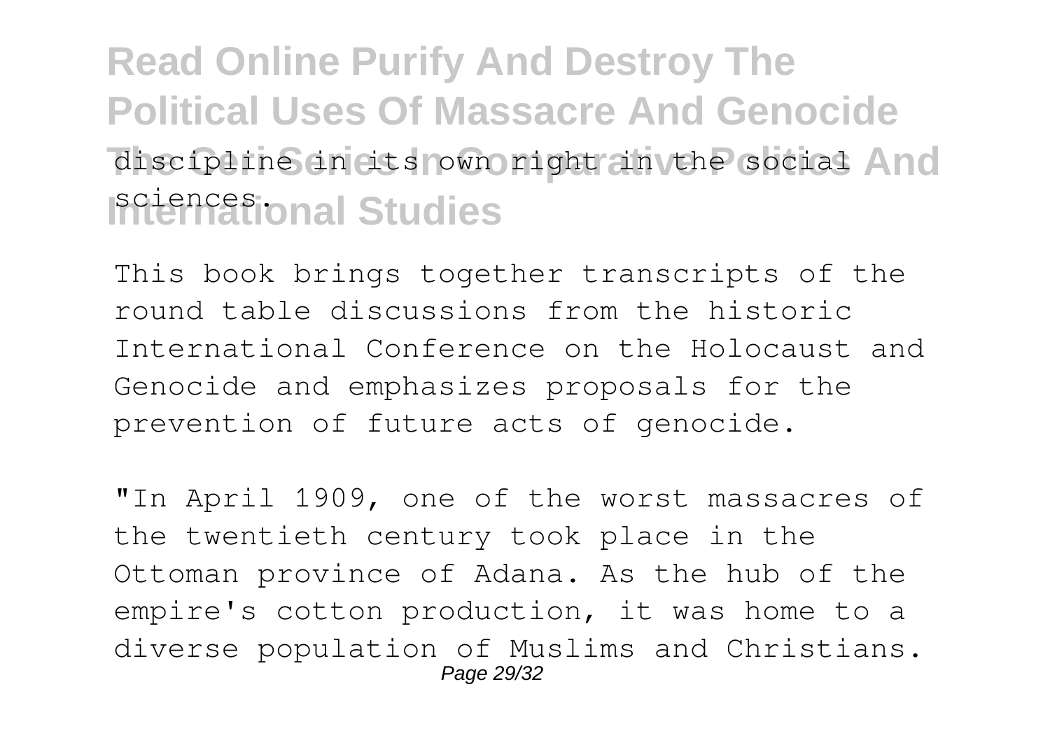discipline in its own right in the social sciences.

This book brings together transcripts of the round table discussions from the historic International Conference on the Holocaust and Genocide and emphasizes proposals for the prevention of future acts of genocide.

"In April 1909, one of the worst massacres of the twentieth century took place in the Ottoman province of Adana. As the hub of the empire's cotton production, it was home to a diverse population of Muslims and Christians.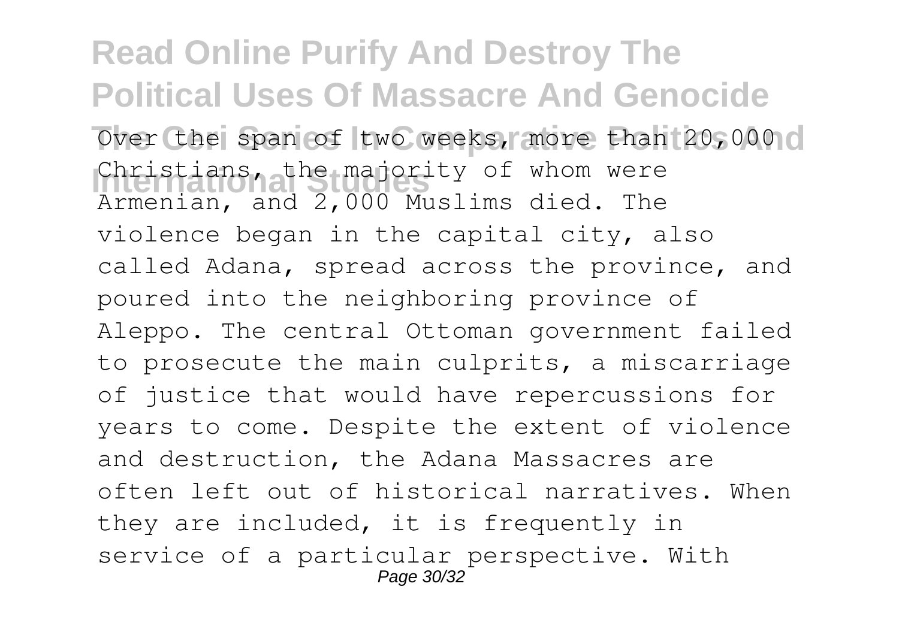Over the span of two weeks, more than 20,000 Christians, the majority of whom were Armenian, and 2,000 Muslims died. The violence began in the capital city, also called Adana, spread across the province, and poured into the neighboring province of Aleppo. The central Ottoman government failed to prosecute the main culprits, a miscarriage of justice that would have repercussions for years to come. Despite the extent of violence and destruction, the Adana Massacres are often left out of historical narratives. When they are included, it is frequently in service of a particular perspective. With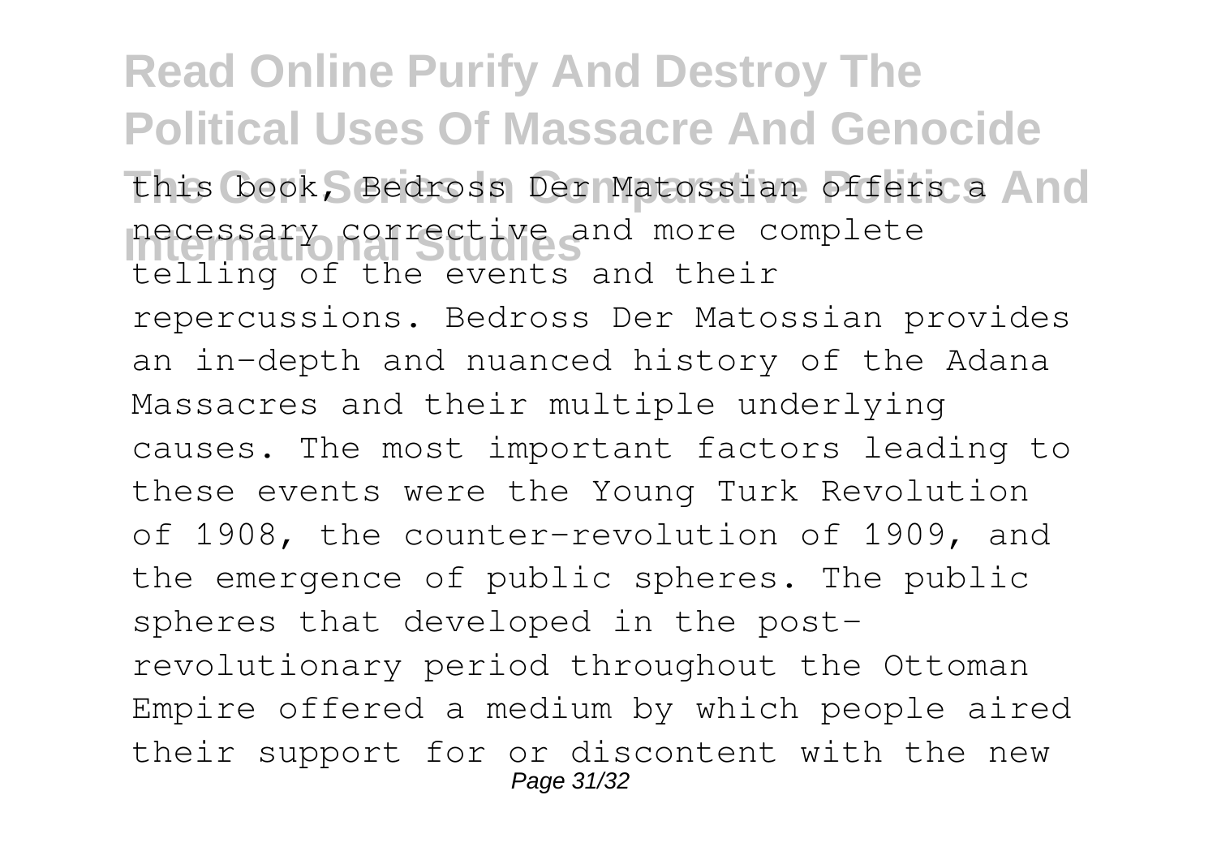this book, Bedross Der Matossian offers a necessary corrective and more complete telling of the events and their repercussions. Bedross Der Matossian provides an in-depth and nuanced history of the Adana Massacres and their multiple underlying causes. The most important factors leading to these events were the Young Turk Revolution of 1908, the counter-revolution of 1909, and the emergence of public spheres. The public spheres that developed in the post-revolutionary period throughout the Ottoman Empire offered a medium by which people aired their support for or discontent with the new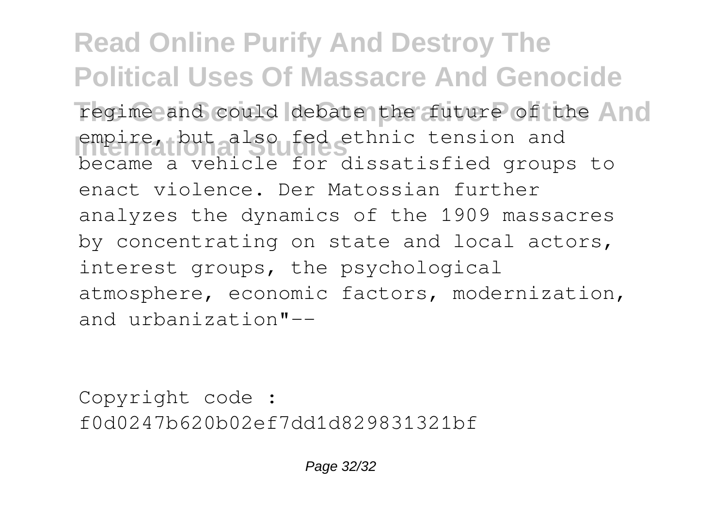regime and could debate the future of the empire, but also fed ethnic tension and became a vehicle for dissatisfied groups to enact violence. Der Matossian further analyzes the dynamics of the 1909 massacres by concentrating on state and local actors, interest groups, the psychological atmosphere, economic factors, modernization, and urbanization"--

Copyright code : f0d0247b620b02ef7dd1d829831321bf